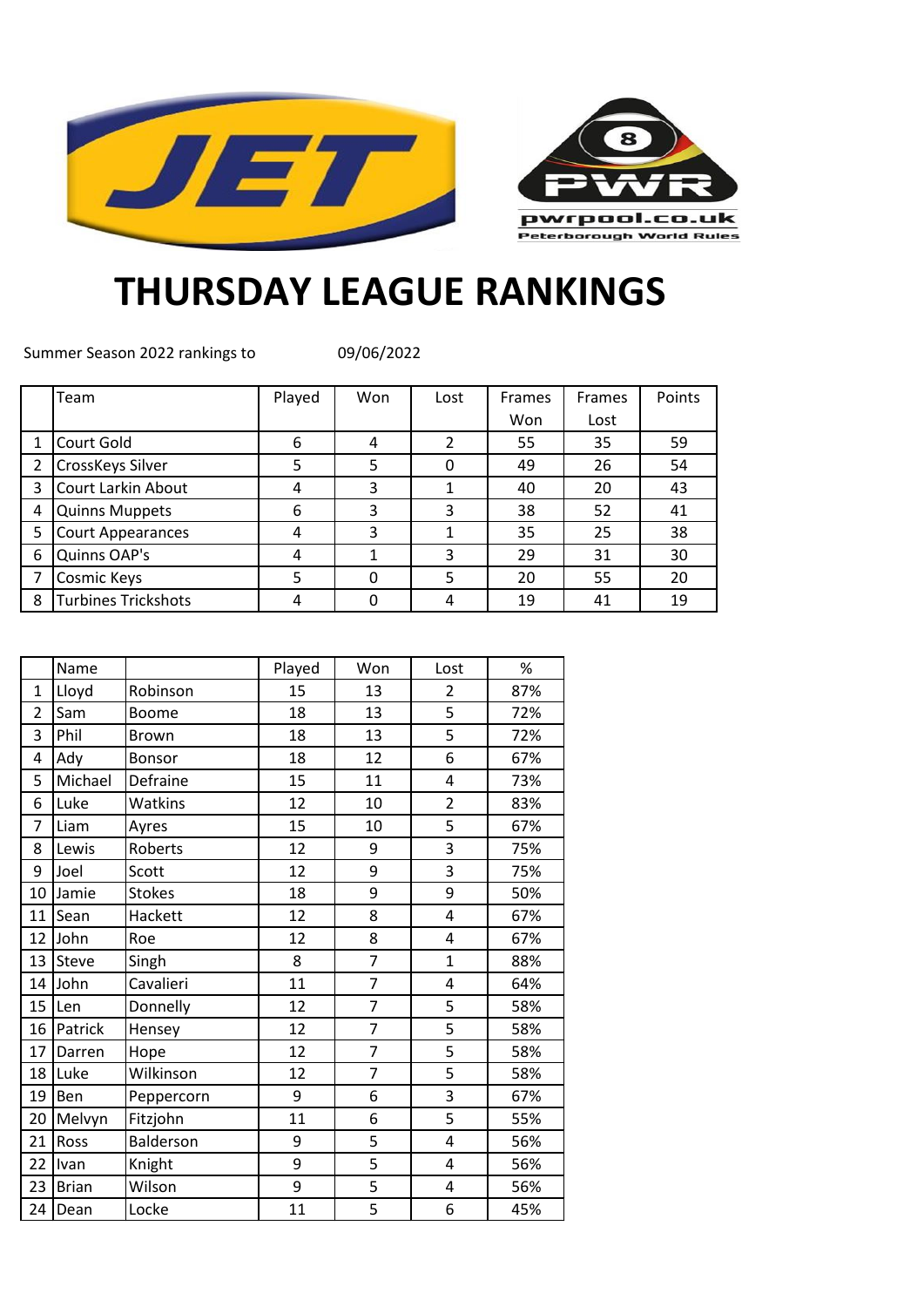# THURSDAY LEAGUE RANKINGS

Summer Season 2022 rankings to 09/06/2022

| | Team | Played | Won | Lost | Frames Won | Frames Lost | Points |
|---|---|---|---|---|---|---|---|
| 1 | Court Gold | 6 | 4 | 2 | 55 | 35 | 59 |
| 2 | CrossKeys Silver | 5 | 5 | 0 | 49 | 26 | 54 |
| 3 | Court Larkin About | 4 | 3 | 1 | 40 | 20 | 43 |
| 4 | Quinns Muppets | 6 | 3 | 3 | 38 | 52 | 41 |
| 5 | Court Appearances | 4 | 3 | 1 | 35 | 25 | 38 |
| 6 | Quinns OAP's | 4 | 1 | 3 | 29 | 31 | 30 |
| 7 | Cosmic Keys | 5 | 0 | 5 | 20 | 55 | 20 |
| 8 | Turbines Trickshots | 4 | 0 | 4 | 19 | 41 | 19 |

| | Name | | Played | Won | Lost | % |
|---|---|---|---|---|---|---|
| 1 | Lloyd | Robinson | 15 | 13 | 2 | 87% |
| 2 | Sam | Boome | 18 | 13 | 5 | 72% |
| 3 | Phil | Brown | 18 | 13 | 5 | 72% |
| 4 | Ady | Bonsor | 18 | 12 | 6 | 67% |
| 5 | Michael | Defraine | 15 | 11 | 4 | 73% |
| 6 | Luke | Watkins | 12 | 10 | 2 | 83% |
| 7 | Liam | Ayres | 15 | 10 | 5 | 67% |
| 8 | Lewis | Roberts | 12 | 9 | 3 | 75% |
| 9 | Joel | Scott | 12 | 9 | 3 | 75% |
| 10 | Jamie | Stokes | 18 | 9 | 9 | 50% |
| 11 | Sean | Hackett | 12 | 8 | 4 | 67% |
| 12 | John | Roe | 12 | 8 | 4 | 67% |
| 13 | Steve | Singh | 8 | 7 | 1 | 88% |
| 14 | John | Cavalieri | 11 | 7 | 4 | 64% |
| 15 | Len | Donnelly | 12 | 7 | 5 | 58% |
| 16 | Patrick | Hensey | 12 | 7 | 5 | 58% |
| 17 | Darren | Hope | 12 | 7 | 5 | 58% |
| 18 | Luke | Wilkinson | 12 | 7 | 5 | 58% |
| 19 | Ben | Peppercorn | 9 | 6 | 3 | 67% |
| 20 | Melvyn | Fitzjohn | 11 | 6 | 5 | 55% |
| 21 | Ross | Balderson | 9 | 5 | 4 | 56% |
| 22 | Ivan | Knight | 9 | 5 | 4 | 56% |
| 23 | Brian | Wilson | 9 | 5 | 4 | 56% |
| 24 | Dean | Locke | 11 | 5 | 6 | 45% |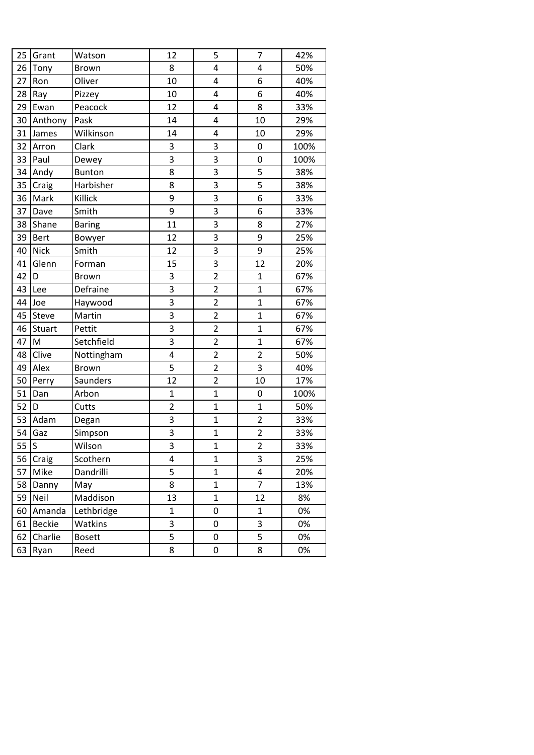| | | | | | | |
|---|---|---|---|---|---|---|
| 25 | Grant | Watson | 12 | 5 | 7 | 42% |
| 26 | Tony | Brown | 8 | 4 | 4 | 50% |
| 27 | Ron | Oliver | 10 | 4 | 6 | 40% |
| 28 | Ray | Pizzey | 10 | 4 | 6 | 40% |
| 29 | Ewan | Peacock | 12 | 4 | 8 | 33% |
| 30 | Anthony | Pask | 14 | 4 | 10 | 29% |
| 31 | James | Wilkinson | 14 | 4 | 10 | 29% |
| 32 | Arron | Clark | 3 | 3 | 0 | 100% |
| 33 | Paul | Dewey | 3 | 3 | 0 | 100% |
| 34 | Andy | Bunton | 8 | 3 | 5 | 38% |
| 35 | Craig | Harbisher | 8 | 3 | 5 | 38% |
| 36 | Mark | Killick | 9 | 3 | 6 | 33% |
| 37 | Dave | Smith | 9 | 3 | 6 | 33% |
| 38 | Shane | Baring | 11 | 3 | 8 | 27% |
| 39 | Bert | Bowyer | 12 | 3 | 9 | 25% |
| 40 | Nick | Smith | 12 | 3 | 9 | 25% |
| 41 | Glenn | Forman | 15 | 3 | 12 | 20% |
| 42 | D | Brown | 3 | 2 | 1 | 67% |
| 43 | Lee | Defraine | 3 | 2 | 1 | 67% |
| 44 | Joe | Haywood | 3 | 2 | 1 | 67% |
| 45 | Steve | Martin | 3 | 2 | 1 | 67% |
| 46 | Stuart | Pettit | 3 | 2 | 1 | 67% |
| 47 | M | Setchfield | 3 | 2 | 1 | 67% |
| 48 | Clive | Nottingham | 4 | 2 | 2 | 50% |
| 49 | Alex | Brown | 5 | 2 | 3 | 40% |
| 50 | Perry | Saunders | 12 | 2 | 10 | 17% |
| 51 | Dan | Arbon | 1 | 1 | 0 | 100% |
| 52 | D | Cutts | 2 | 1 | 1 | 50% |
| 53 | Adam | Degan | 3 | 1 | 2 | 33% |
| 54 | Gaz | Simpson | 3 | 1 | 2 | 33% |
| 55 | S | Wilson | 3 | 1 | 2 | 33% |
| 56 | Craig | Scothern | 4 | 1 | 3 | 25% |
| 57 | Mike | Dandrilli | 5 | 1 | 4 | 20% |
| 58 | Danny | May | 8 | 1 | 7 | 13% |
| 59 | Neil | Maddison | 13 | 1 | 12 | 8% |
| 60 | Amanda | Lethbridge | 1 | 0 | 1 | 0% |
| 61 | Beckie | Watkins | 3 | 0 | 3 | 0% |
| 62 | Charlie | Bosett | 5 | 0 | 5 | 0% |
| 63 | Ryan | Reed | 8 | 0 | 8 | 0% |